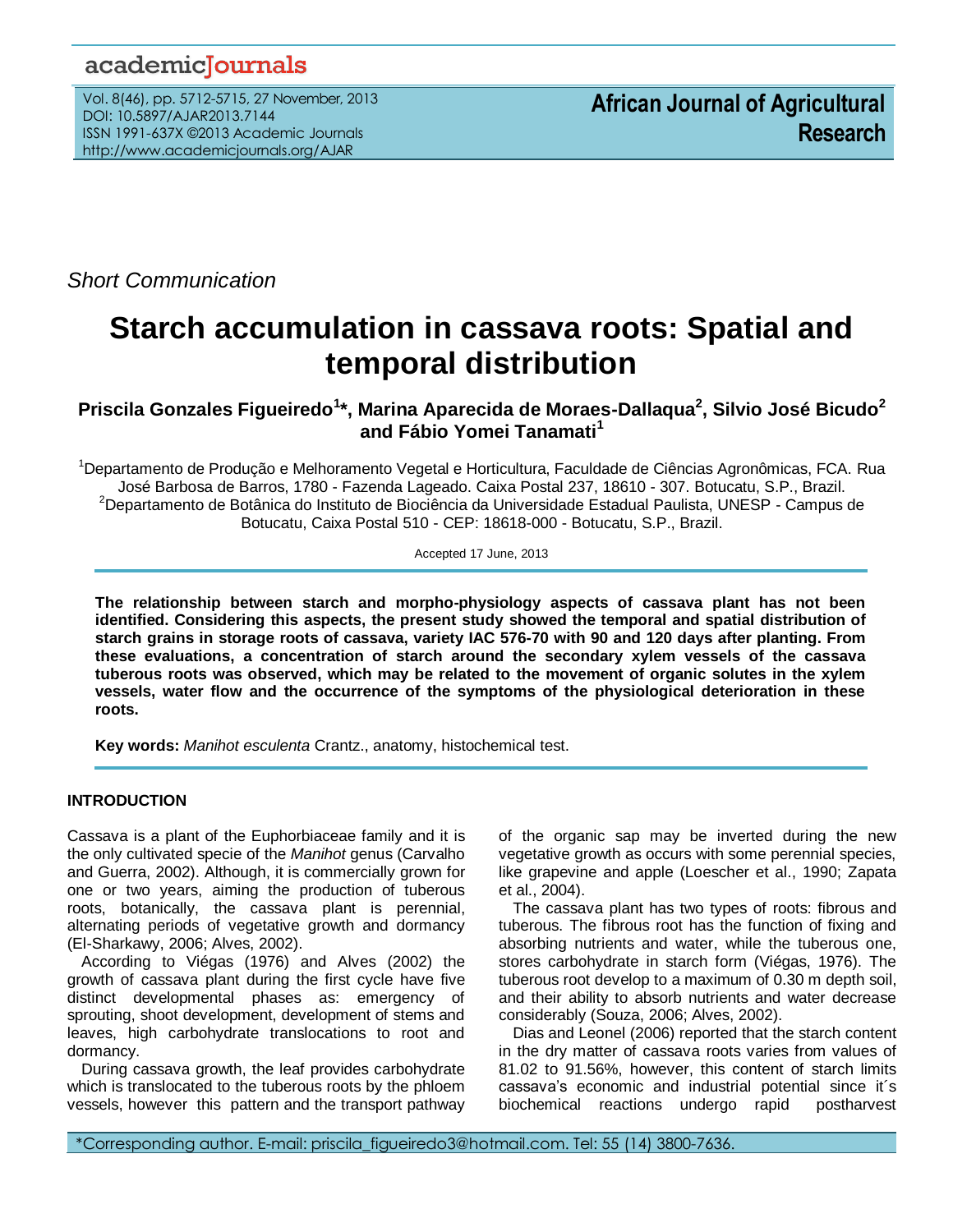*Short Communication*

# Starch accumulation in cassava roots: Spatial and temporal distribution

**Priscila Gonzales Figueiredo[1]*, Marina Aparecida de Moraes-Dallaqua[2], Silvio José Bicudo[2] and Fábio Yomei Tanamati[1]**

[1]Departamento de Produção e Melhoramento Vegetal e Horticultura, Faculdade de Ciências Agronômicas, FCA. Rua José Barbosa de Barros, 1780 - Fazenda Lageado. Caixa Postal 237, 18610 - 307. Botucatu, S.P., Brazil.
[2]Departamento de Botânica do Instituto de Biociência da Universidade Estadual Paulista, UNESP - Campus de Botucatu, Caixa Postal 510 - CEP: 18618-000 - Botucatu, S.P., Brazil.

Accepted 17 June, 2013

**The relationship between starch and morpho-physiology aspects of cassava plant has not been identified. Considering this aspects, the present study showed the temporal and spatial distribution of starch grains in storage roots of cassava, variety IAC 576-70 with 90 and 120 days after planting. From these evaluations, a concentration of starch around the secondary xylem vessels of the cassava tuberous roots was observed, which may be related to the movement of organic solutes in the xylem vessels, water flow and the occurrence of the symptoms of the physiological deterioration in these roots.**

**Key words:** *Manihot esculenta* Crantz., anatomy, histochemical test.

## INTRODUCTION

Cassava is a plant of the Euphorbiaceae family and it is the only cultivated specie of the *Manihot* genus (Carvalho and Guerra, 2002). Although, it is commercially grown for one or two years, aiming the production of tuberous roots, botanically, the cassava plant is perennial, alternating periods of vegetative growth and dormancy (El-Sharkawy, 2006; Alves, 2002).

According to Viégas (1976) and Alves (2002) the growth of cassava plant during the first cycle have five distinct developmental phases as: emergency of sprouting, shoot development, development of stems and leaves, high carbohydrate translocations to root and dormancy.

During cassava growth, the leaf provides carbohydrate which is translocated to the tuberous roots by the phloem vessels, however this pattern and the transport pathway of the organic sap may be inverted during the new vegetative growth as occurs with some perennial species, like grapevine and apple (Loescher et al., 1990; Zapata et al., 2004).

The cassava plant has two types of roots: fibrous and tuberous. The fibrous root has the function of fixing and absorbing nutrients and water, while the tuberous one, stores carbohydrate in starch form (Viégas, 1976). The tuberous root develop to a maximum of 0.30 m depth soil, and their ability to absorb nutrients and water decrease considerably (Souza, 2006; Alves, 2002).

Dias and Leonel (2006) reported that the starch content in the dry matter of cassava roots varies from values of 81.02 to 91.56%, however, this content of starch limits cassava's economic and industrial potential since it´s biochemical reactions undergo rapid postharvest

*Corresponding author. E-mail: priscila_figueiredo3@hotmail.com. Tel: 55 (14) 3800-7636.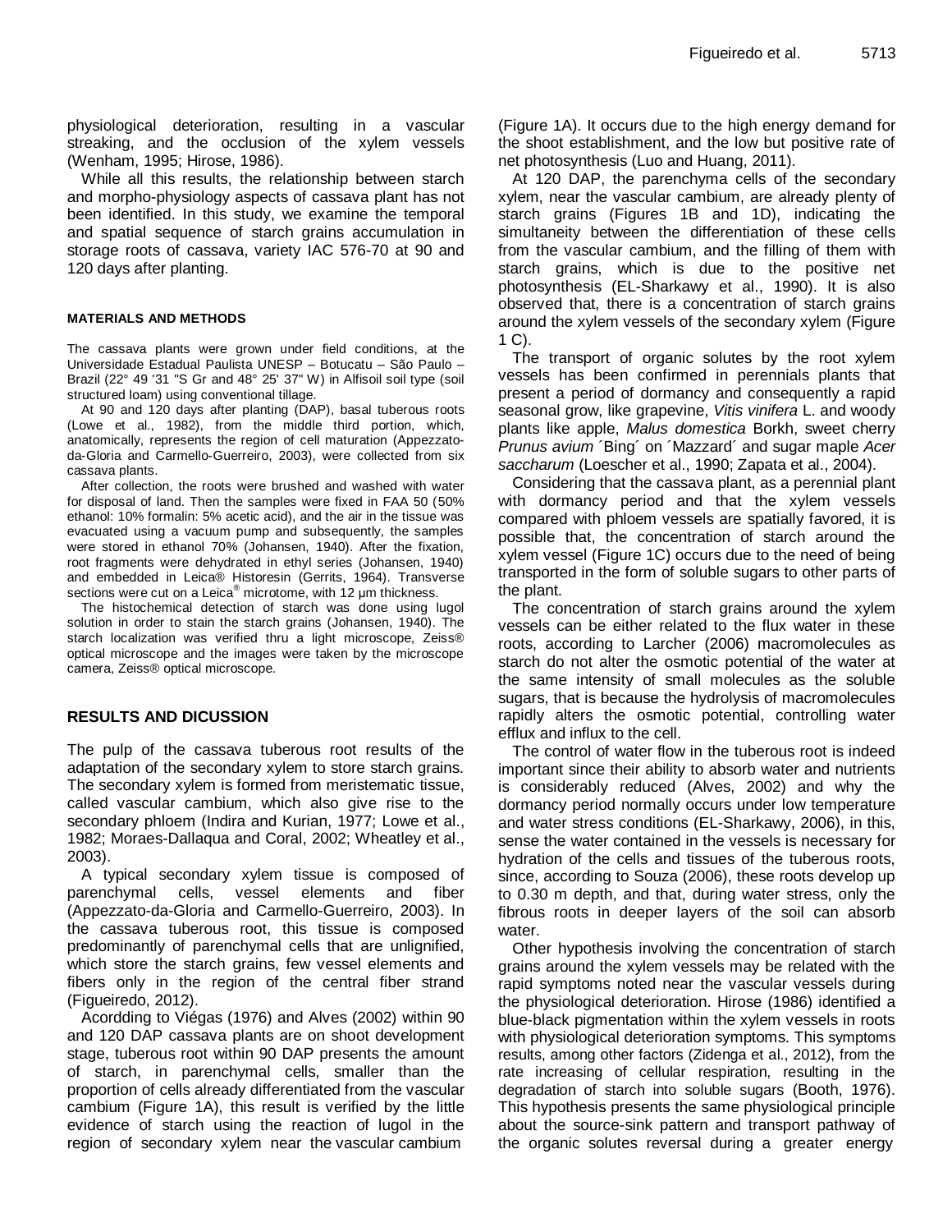physiological deterioration, resulting in a vascular streaking, and the occlusion of the xylem vessels (Wenham, 1995; Hirose, 1986).

While all this results, the relationship between starch and morpho-physiology aspects of cassava plant has not been identified. In this study, we examine the temporal and spatial sequence of starch grains accumulation in storage roots of cassava, variety IAC 576-70 at 90 and 120 days after planting.

## MATERIALS AND METHODS

The cassava plants were grown under field conditions, at the Universidade Estadual Paulista UNESP – Botucatu – São Paulo – Brazil (22° 49 '31 "S Gr and 48° 25' 37" W) in Alfisoil soil type (soil structured loam) using conventional tillage.

At 90 and 120 days after planting (DAP), basal tuberous roots (Lowe et al., 1982), from the middle third portion, which, anatomically, represents the region of cell maturation (Appezzato-da-Gloria and Carmello-Guerreiro, 2003), were collected from six cassava plants.

After collection, the roots were brushed and washed with water for disposal of land. Then the samples were fixed in FAA 50 (50% ethanol: 10% formalin: 5% acetic acid), and the air in the tissue was evacuated using a vacuum pump and subsequently, the samples were stored in ethanol 70% (Johansen, 1940). After the fixation, root fragments were dehydrated in ethyl series (Johansen, 1940) and embedded in Leica® Historesin (Gerrits, 1964). Transverse sections were cut on a Leica® microtome, with 12 µm thickness.

The histochemical detection of starch was done using lugol solution in order to stain the starch grains (Johansen, 1940). The starch localization was verified thru a light microscope, Zeiss® optical microscope and the images were taken by the microscope camera, Zeiss® optical microscope.

## RESULTS AND DICUSSION

The pulp of the cassava tuberous root results of the adaptation of the secondary xylem to store starch grains. The secondary xylem is formed from meristematic tissue, called vascular cambium, which also give rise to the secondary phloem (Indira and Kurian, 1977; Lowe et al., 1982; Moraes-Dallaqua and Coral, 2002; Wheatley et al., 2003).

A typical secondary xylem tissue is composed of parenchymal cells, vessel elements and fiber (Appezzato-da-Gloria and Carmello-Guerreiro, 2003). In the cassava tuberous root, this tissue is composed predominantly of parenchymal cells that are unlignified, which store the starch grains, few vessel elements and fibers only in the region of the central fiber strand (Figueiredo, 2012).

Acordding to Viégas (1976) and Alves (2002) within 90 and 120 DAP cassava plants are on shoot development stage, tuberous root within 90 DAP presents the amount of starch, in parenchymal cells, smaller than the proportion of cells already differentiated from the vascular cambium (Figure 1A), this result is verified by the little evidence of starch using the reaction of lugol in the region of secondary xylem near the vascular cambium (Figure 1A). It occurs due to the high energy demand for the shoot establishment, and the low but positive rate of net photosynthesis (Luo and Huang, 2011).

At 120 DAP, the parenchyma cells of the secondary xylem, near the vascular cambium, are already plenty of starch grains (Figures 1B and 1D), indicating the simultaneity between the differentiation of these cells from the vascular cambium, and the filling of them with starch grains, which is due to the positive net photosynthesis (EL-Sharkawy et al., 1990). It is also observed that, there is a concentration of starch grains around the xylem vessels of the secondary xylem (Figure 1 C).

The transport of organic solutes by the root xylem vessels has been confirmed in perennials plants that present a period of dormancy and consequently a rapid seasonal grow, like grapevine, *Vitis vinifera* L. and woody plants like apple, *Malus domestica* Borkh, sweet cherry *Prunus avium* ´Bing´ on ´Mazzard´ and sugar maple *Acer saccharum* (Loescher et al., 1990; Zapata et al., 2004).

Considering that the cassava plant, as a perennial plant with dormancy period and that the xylem vessels compared with phloem vessels are spatially favored, it is possible that, the concentration of starch around the xylem vessel (Figure 1C) occurs due to the need of being transported in the form of soluble sugars to other parts of the plant.

The concentration of starch grains around the xylem vessels can be either related to the flux water in these roots, according to Larcher (2006) macromolecules as starch do not alter the osmotic potential of the water at the same intensity of small molecules as the soluble sugars, that is because the hydrolysis of macromolecules rapidly alters the osmotic potential, controlling water efflux and influx to the cell.

The control of water flow in the tuberous root is indeed important since their ability to absorb water and nutrients is considerably reduced (Alves, 2002) and why the dormancy period normally occurs under low temperature and water stress conditions (EL-Sharkawy, 2006), in this, sense the water contained in the vessels is necessary for hydration of the cells and tissues of the tuberous roots, since, according to Souza (2006), these roots develop up to 0.30 m depth, and that, during water stress, only the fibrous roots in deeper layers of the soil can absorb water.

Other hypothesis involving the concentration of starch grains around the xylem vessels may be related with the rapid symptoms noted near the vascular vessels during the physiological deterioration. Hirose (1986) identified a blue-black pigmentation within the xylem vessels in roots with physiological deterioration symptoms. This symptoms results, among other factors (Zidenga et al., 2012), from the rate increasing of cellular respiration, resulting in the degradation of starch into soluble sugars (Booth, 1976). This hypothesis presents the same physiological principle about the source-sink pattern and transport pathway of the organic solutes reversal during a greater energy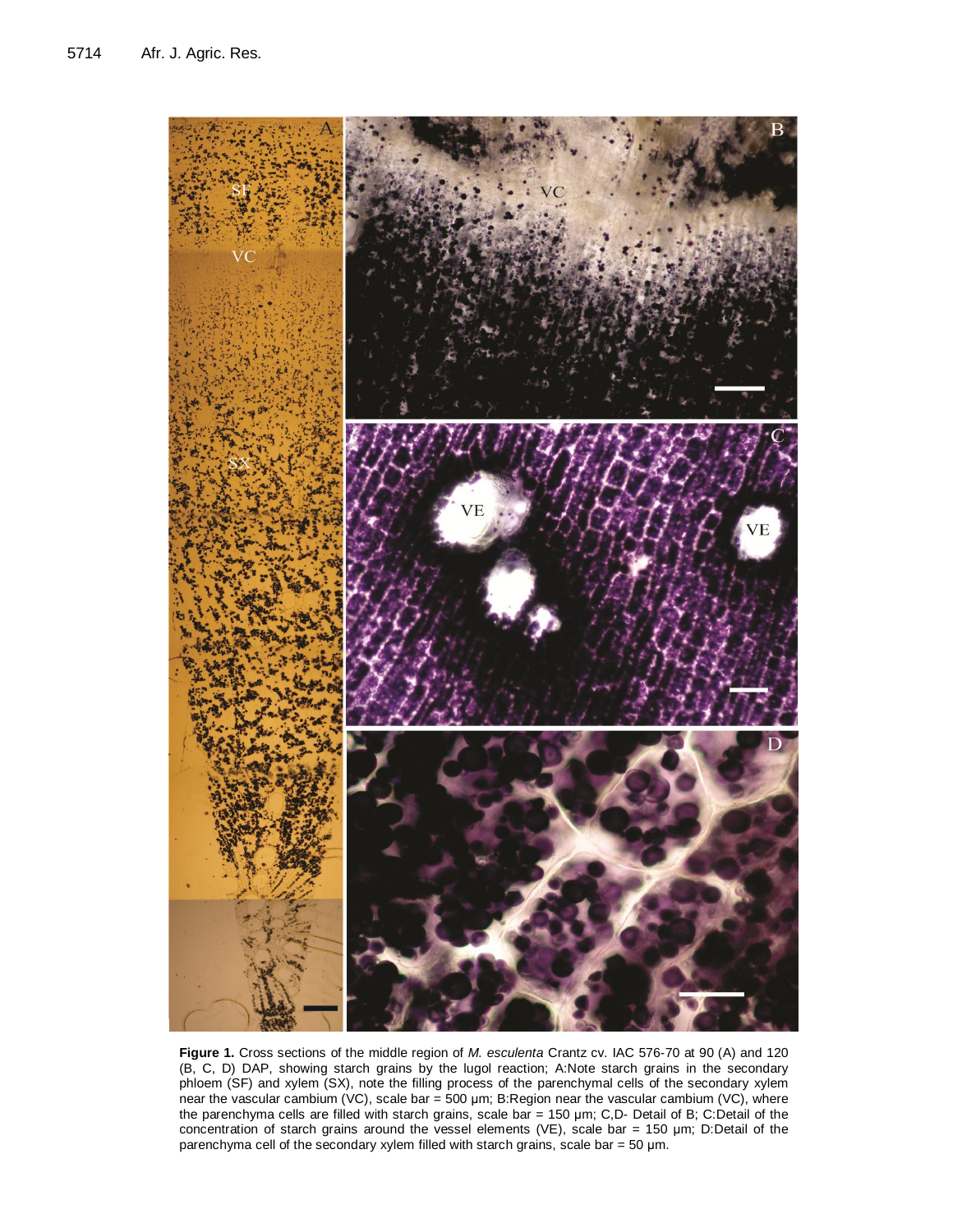**Figure 1.** Cross sections of the middle region of *M. esculenta* Crantz cv. IAC 576-70 at 90 (A) and 120 (B, C, D) DAP, showing starch grains by the lugol reaction; A:Note starch grains in the secondary phloem (SF) and xylem (SX), note the filling process of the parenchymal cells of the secondary xylem near the vascular cambium (VC), scale bar = 500 μm; B:Region near the vascular cambium (VC), where the parenchyma cells are filled with starch grains, scale bar = 150 μm; C,D- Detail of B; C:Detail of the concentration of starch grains around the vessel elements (VE), scale bar = 150 μm; D:Detail of the parenchyma cell of the secondary xylem filled with starch grains, scale bar = 50 μm.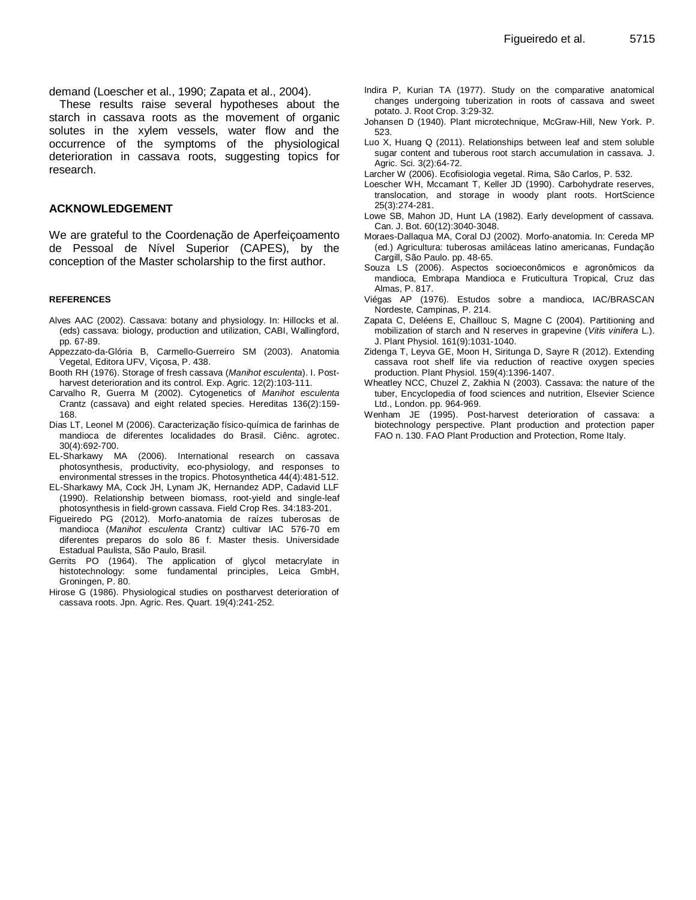demand (Loescher et al., 1990; Zapata et al., 2004).

These results raise several hypotheses about the starch in cassava roots as the movement of organic solutes in the xylem vessels, water flow and the occurrence of the symptoms of the physiological deterioration in cassava roots, suggesting topics for research.

## ACKNOWLEDGEMENT

We are grateful to the Coordenação de Aperfeiçoamento de Pessoal de Nível Superior (CAPES), by the conception of the Master scholarship to the first author.

## REFERENCES

Alves AAC (2002). Cassava: botany and physiology. In: Hillocks et al. (eds) cassava: biology, production and utilization, CABI, Wallingford, pp. 67-89.

Appezzato-da-Glória B, Carmello-Guerreiro SM (2003). Anatomia Vegetal, Editora UFV, Viçosa, P. 438.

Booth RH (1976). Storage of fresh cassava (*Manihot esculenta*). I. Post-harvest deterioration and its control. Exp. Agric. 12(2):103-111.

Carvalho R, Guerra M (2002). Cytogenetics of *Manihot esculenta* Crantz (cassava) and eight related species. Hereditas 136(2):159-168.

Dias LT, Leonel M (2006). Caracterização físico-química de farinhas de mandioca de diferentes localidades do Brasil. Ciênc. agrotec. 30(4):692-700.

EL-Sharkawy MA (2006). International research on cassava photosynthesis, productivity, eco-physiology, and responses to environmental stresses in the tropics. Photosynthetica 44(4):481-512.

EL-Sharkawy MA, Cock JH, Lynam JK, Hernandez ADP, Cadavid LLF (1990). Relationship between biomass, root-yield and single-leaf photosynthesis in field-grown cassava. Field Crop Res. 34:183-201.

Figueiredo PG (2012). Morfo-anatomia de raízes tuberosas de mandioca (*Manihot esculenta* Crantz) cultivar IAC 576-70 em diferentes preparos do solo 86 f. Master thesis. Universidade Estadual Paulista, São Paulo, Brasil.

Gerrits PO (1964). The application of glycol metacrylate in histotechnology: some fundamental principles, Leica GmbH, Groningen, P. 80.

Hirose G (1986). Physiological studies on postharvest deterioration of cassava roots. Jpn. Agric. Res. Quart. 19(4):241-252.

Indira P, Kurian TA (1977). Study on the comparative anatomical changes undergoing tuberization in roots of cassava and sweet potato. J. Root Crop. 3:29-32.

Johansen D (1940). Plant microtechnique, McGraw-Hill, New York. P. 523.

Luo X, Huang Q (2011). Relationships between leaf and stem soluble sugar content and tuberous root starch accumulation in cassava. J. Agric. Sci. 3(2):64-72.

Larcher W (2006). Ecofisiologia vegetal. Rima, São Carlos, P. 532.

Loescher WH, Mccamant T, Keller JD (1990). Carbohydrate reserves, translocation, and storage in woody plant roots. HortScience 25(3):274-281.

Lowe SB, Mahon JD, Hunt LA (1982). Early development of cassava. Can. J. Bot. 60(12):3040-3048.

Moraes-Dallaqua MA, Coral DJ (2002). Morfo-anatomia. In: Cereda MP (ed.) Agricultura: tuberosas amiláceas latino americanas, Fundação Cargill, São Paulo. pp. 48-65.

Souza LS (2006). Aspectos socioeconômicos e agronômicos da mandioca, Embrapa Mandioca e Fruticultura Tropical, Cruz das Almas, P. 817.

Viégas AP (1976). Estudos sobre a mandioca, IAC/BRASCAN Nordeste, Campinas, P. 214.

Zapata C, Deléens E, Chaillouc S, Magne C (2004). Partitioning and mobilization of starch and N reserves in grapevine (*Vitis vinifera* L.). J. Plant Physiol. 161(9):1031-1040.

Zidenga T, Leyva GE, Moon H, Siritunga D, Sayre R (2012). Extending cassava root shelf life via reduction of reactive oxygen species production. Plant Physiol. 159(4):1396-1407.

Wheatley NCC, Chuzel Z, Zakhia N (2003). Cassava: the nature of the tuber, Encyclopedia of food sciences and nutrition, Elsevier Science Ltd., London. pp. 964-969.

Wenham JE (1995). Post-harvest deterioration of cassava: a biotechnology perspective. Plant production and protection paper FAO n. 130. FAO Plant Production and Protection, Rome Italy.